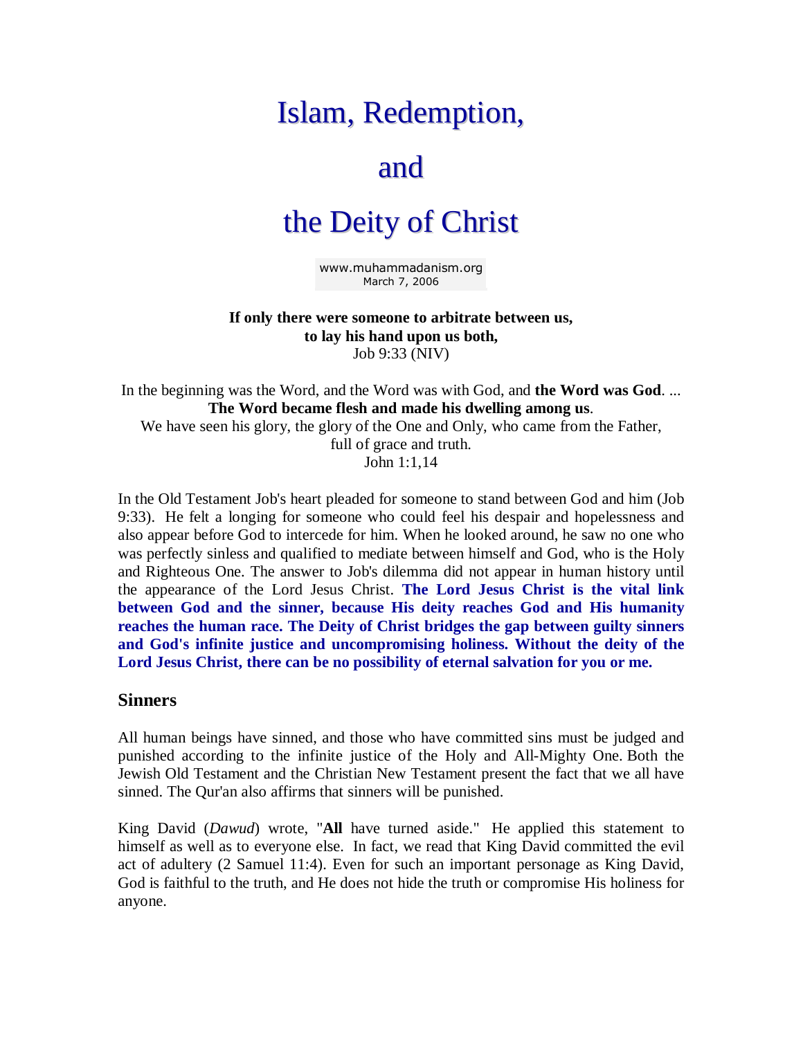# Islam, Redemption, and the Deity of Christ

www.muhammadanism.org
March 7, 2006

**If only there were someone to arbitrate between us,**
**to lay his hand upon us both,**
Job 9:33 (NIV)

In the beginning was the Word, and the Word was with God, and **the Word was God**. ...
**The Word became flesh and made his dwelling among us**.
We have seen his glory, the glory of the One and Only, who came from the Father,
full of grace and truth.
John 1:1,14

In the Old Testament Job's heart pleaded for someone to stand between God and him (Job 9:33). He felt a longing for someone who could feel his despair and hopelessness and also appear before God to intercede for him. When he looked around, he saw no one who was perfectly sinless and qualified to mediate between himself and God, who is the Holy and Righteous One. The answer to Job's dilemma did not appear in human history until the appearance of the Lord Jesus Christ. **The Lord Jesus Christ is the vital link between God and the sinner, because His deity reaches God and His humanity reaches the human race. The Deity of Christ bridges the gap between guilty sinners and God's infinite justice and uncompromising holiness. Without the deity of the Lord Jesus Christ, there can be no possibility of eternal salvation for you or me.**

## Sinners

All human beings have sinned, and those who have committed sins must be judged and punished according to the infinite justice of the Holy and All-Mighty One. Both the Jewish Old Testament and the Christian New Testament present the fact that we all have sinned. The Qur'an also affirms that sinners will be punished.

King David (*Dawud*) wrote, "**All** have turned aside." He applied this statement to himself as well as to everyone else. In fact, we read that King David committed the evil act of adultery (2 Samuel 11:4). Even for such an important personage as King David, God is faithful to the truth, and He does not hide the truth or compromise His holiness for anyone.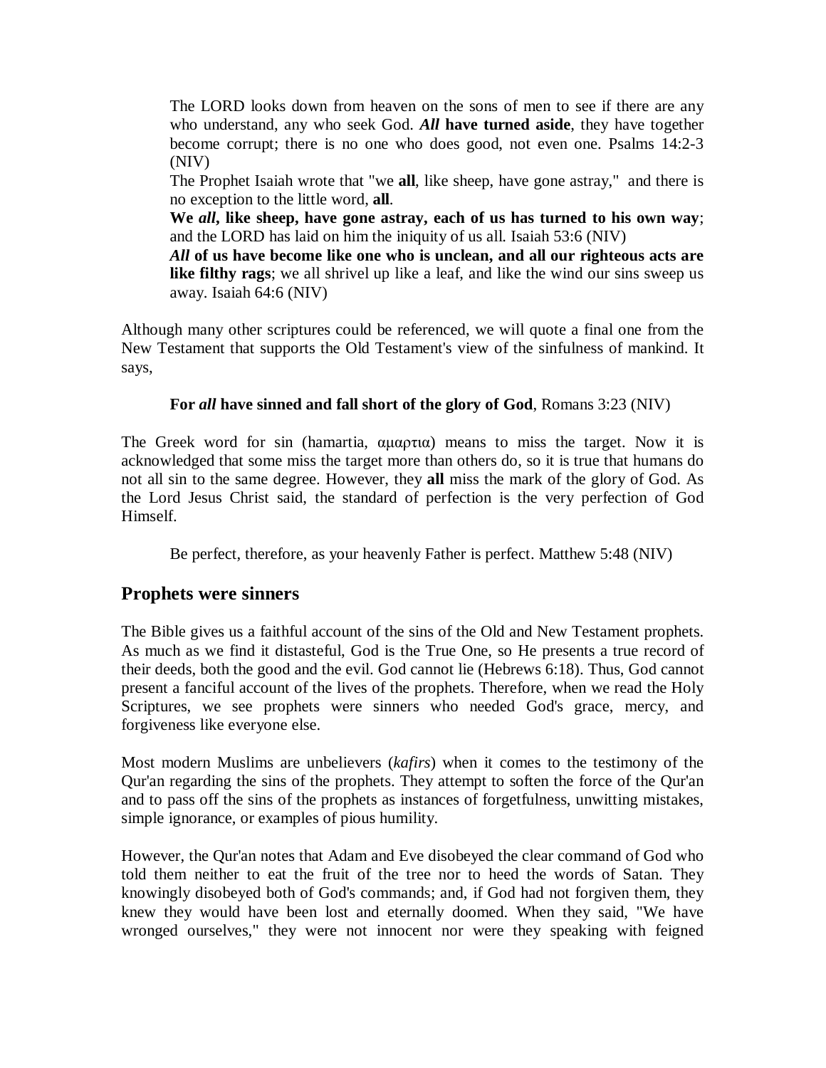> The LORD looks down from heaven on the sons of men to see if there are any who understand, any who seek God. ***All* have turned aside**, they have together become corrupt; there is no one who does good, not even one. Psalms 14:2-3 (NIV)
>
> The Prophet Isaiah wrote that "we **all**, like sheep, have gone astray," and there is no exception to the little word, **all**.
>
> **We *all*, like sheep, have gone astray, each of us has turned to his own way**; and the LORD has laid on him the iniquity of us all. Isaiah 53:6 (NIV)
>
> ***All* of us have become like one who is unclean, and all our righteous acts are like filthy rags**; we all shrivel up like a leaf, and like the wind our sins sweep us away. Isaiah 64:6 (NIV)

Although many other scriptures could be referenced, we will quote a final one from the New Testament that supports the Old Testament's view of the sinfulness of mankind. It says,

> **For *all* have sinned and fall short of the glory of God**, Romans 3:23 (NIV)

The Greek word for sin (hamartia, αμαρτια) means to miss the target. Now it is acknowledged that some miss the target more than others do, so it is true that humans do not all sin to the same degree. However, they **all** miss the mark of the glory of God. As the Lord Jesus Christ said, the standard of perfection is the very perfection of God Himself.

> Be perfect, therefore, as your heavenly Father is perfect. Matthew 5:48 (NIV)

## Prophets were sinners

The Bible gives us a faithful account of the sins of the Old and New Testament prophets. As much as we find it distasteful, God is the True One, so He presents a true record of their deeds, both the good and the evil. God cannot lie (Hebrews 6:18). Thus, God cannot present a fanciful account of the lives of the prophets. Therefore, when we read the Holy Scriptures, we see prophets were sinners who needed God's grace, mercy, and forgiveness like everyone else.

Most modern Muslims are unbelievers (*kafirs*) when it comes to the testimony of the Qur'an regarding the sins of the prophets. They attempt to soften the force of the Qur'an and to pass off the sins of the prophets as instances of forgetfulness, unwitting mistakes, simple ignorance, or examples of pious humility.

However, the Qur'an notes that Adam and Eve disobeyed the clear command of God who told them neither to eat the fruit of the tree nor to heed the words of Satan. They knowingly disobeyed both of God's commands; and, if God had not forgiven them, they knew they would have been lost and eternally doomed. When they said, "We have wronged ourselves," they were not innocent nor were they speaking with feigned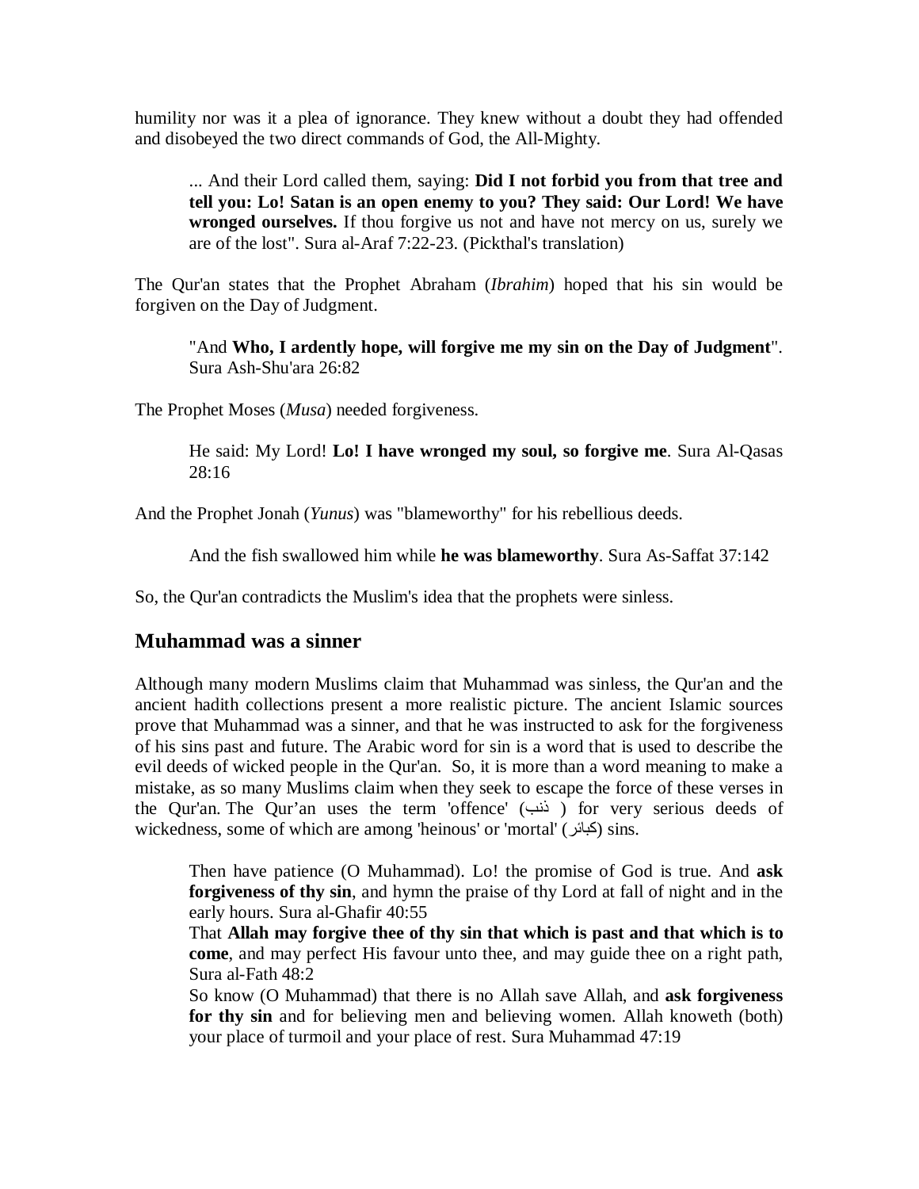humility nor was it a plea of ignorance. They knew without a doubt they had offended and disobeyed the two direct commands of God, the All-Mighty.

> ... And their Lord called them, saying: **Did I not forbid you from that tree and tell you: Lo! Satan is an open enemy to you? They said: Our Lord! We have wronged ourselves.** If thou forgive us not and have not mercy on us, surely we are of the lost". Sura al-Araf 7:22-23. (Pickthal's translation)

The Qur'an states that the Prophet Abraham (*Ibrahim*) hoped that his sin would be forgiven on the Day of Judgment.

> "And **Who, I ardently hope, will forgive me my sin on the Day of Judgment**". Sura Ash-Shu'ara 26:82

The Prophet Moses (*Musa*) needed forgiveness.

> He said: My Lord! **Lo! I have wronged my soul, so forgive me**. Sura Al-Qasas 28:16

And the Prophet Jonah (*Yunus*) was "blameworthy" for his rebellious deeds.

> And the fish swallowed him while **he was blameworthy**. Sura As-Saffat 37:142

So, the Qur'an contradicts the Muslim's idea that the prophets were sinless.

## Muhammad was a sinner

Although many modern Muslims claim that Muhammad was sinless, the Qur'an and the ancient hadith collections present a more realistic picture. The ancient Islamic sources prove that Muhammad was a sinner, and that he was instructed to ask for the forgiveness of his sins past and future. The Arabic word for sin is a word that is used to describe the evil deeds of wicked people in the Qur'an. So, it is more than a word meaning to make a mistake, as so many Muslims claim when they seek to escape the force of these verses in the Qur'an. The Qur'an uses the term 'offence' (ذنب) for very serious deeds of wickedness, some of which are among 'heinous' or 'mortal' (كبائر) sins.

> Then have patience (O Muhammad). Lo! the promise of God is true. And **ask forgiveness of thy sin**, and hymn the praise of thy Lord at fall of night and in the early hours. Sura al-Ghafir 40:55
>
> That **Allah may forgive thee of thy sin that which is past and that which is to come**, and may perfect His favour unto thee, and may guide thee on a right path, Sura al-Fath 48:2
>
> So know (O Muhammad) that there is no Allah save Allah, and **ask forgiveness for thy sin** and for believing men and believing women. Allah knoweth (both) your place of turmoil and your place of rest. Sura Muhammad 47:19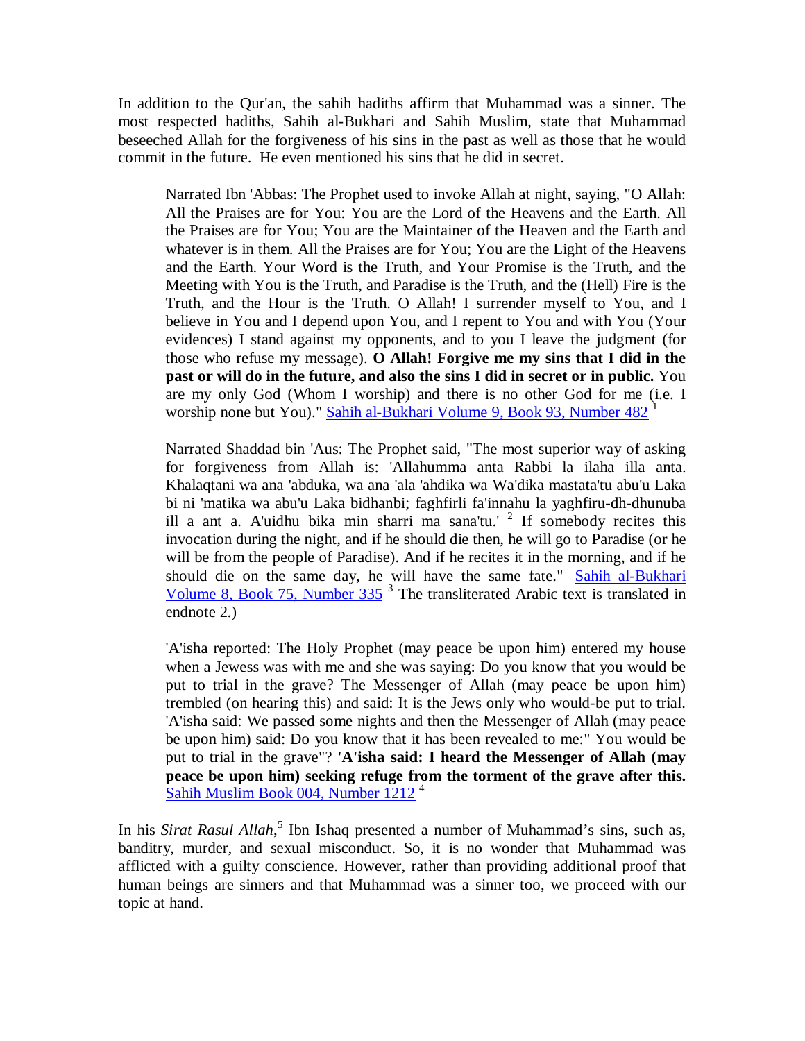In addition to the Qur'an, the sahih hadiths affirm that Muhammad was a sinner. The most respected hadiths, Sahih al-Bukhari and Sahih Muslim, state that Muhammad beseeched Allah for the forgiveness of his sins in the past as well as those that he would commit in the future. He even mentioned his sins that he did in secret.

> Narrated Ibn 'Abbas: The Prophet used to invoke Allah at night, saying, "O Allah: All the Praises are for You: You are the Lord of the Heavens and the Earth. All the Praises are for You; You are the Maintainer of the Heaven and the Earth and whatever is in them. All the Praises are for You; You are the Light of the Heavens and the Earth. Your Word is the Truth, and Your Promise is the Truth, and the Meeting with You is the Truth, and Paradise is the Truth, and the (Hell) Fire is the Truth, and the Hour is the Truth. O Allah! I surrender myself to You, and I believe in You and I depend upon You, and I repent to You and with You (Your evidences) I stand against my opponents, and to you I leave the judgment (for those who refuse my message). **O Allah! Forgive me my sins that I did in the past or will do in the future, and also the sins I did in secret or in public.** You are my only God (Whom I worship) and there is no other God for me (i.e. I worship none but You)." Sahih al-Bukhari Volume 9, Book 93, Number 482 [1]

> Narrated Shaddad bin 'Aus: The Prophet said, "The most superior way of asking for forgiveness from Allah is: 'Allahumma anta Rabbi la ilaha illa anta. Khalaqtani wa ana 'abduka, wa ana 'ala 'ahdika wa Wa'dika mastata'tu abu'u Laka bi ni 'matika wa abu'u Laka bidhanbi; faghfirli fa'innahu la yaghfiru-dh-dhunuba ill a ant a. A'uidhu bika min sharri ma sana'tu.' [2] If somebody recites this invocation during the night, and if he should die then, he will go to Paradise (or he will be from the people of Paradise). And if he recites it in the morning, and if he should die on the same day, he will have the same fate." Sahih al-Bukhari Volume 8, Book 75, Number 335 [3] The transliterated Arabic text is translated in endnote 2.)

> 'A'isha reported: The Holy Prophet (may peace be upon him) entered my house when a Jewess was with me and she was saying: Do you know that you would be put to trial in the grave? The Messenger of Allah (may peace be upon him) trembled (on hearing this) and said: It is the Jews only who would-be put to trial. 'A'isha said: We passed some nights and then the Messenger of Allah (may peace be upon him) said: Do you know that it has been revealed to me:" You would be put to trial in the grave"? **'A'isha said: I heard the Messenger of Allah (may peace be upon him) seeking refuge from the torment of the grave after this.** Sahih Muslim Book 004, Number 1212 [4]

In his *Sirat Rasul Allah*,[5] Ibn Ishaq presented a number of Muhammad's sins, such as, banditry, murder, and sexual misconduct. So, it is no wonder that Muhammad was afflicted with a guilty conscience. However, rather than providing additional proof that human beings are sinners and that Muhammad was a sinner too, we proceed with our topic at hand.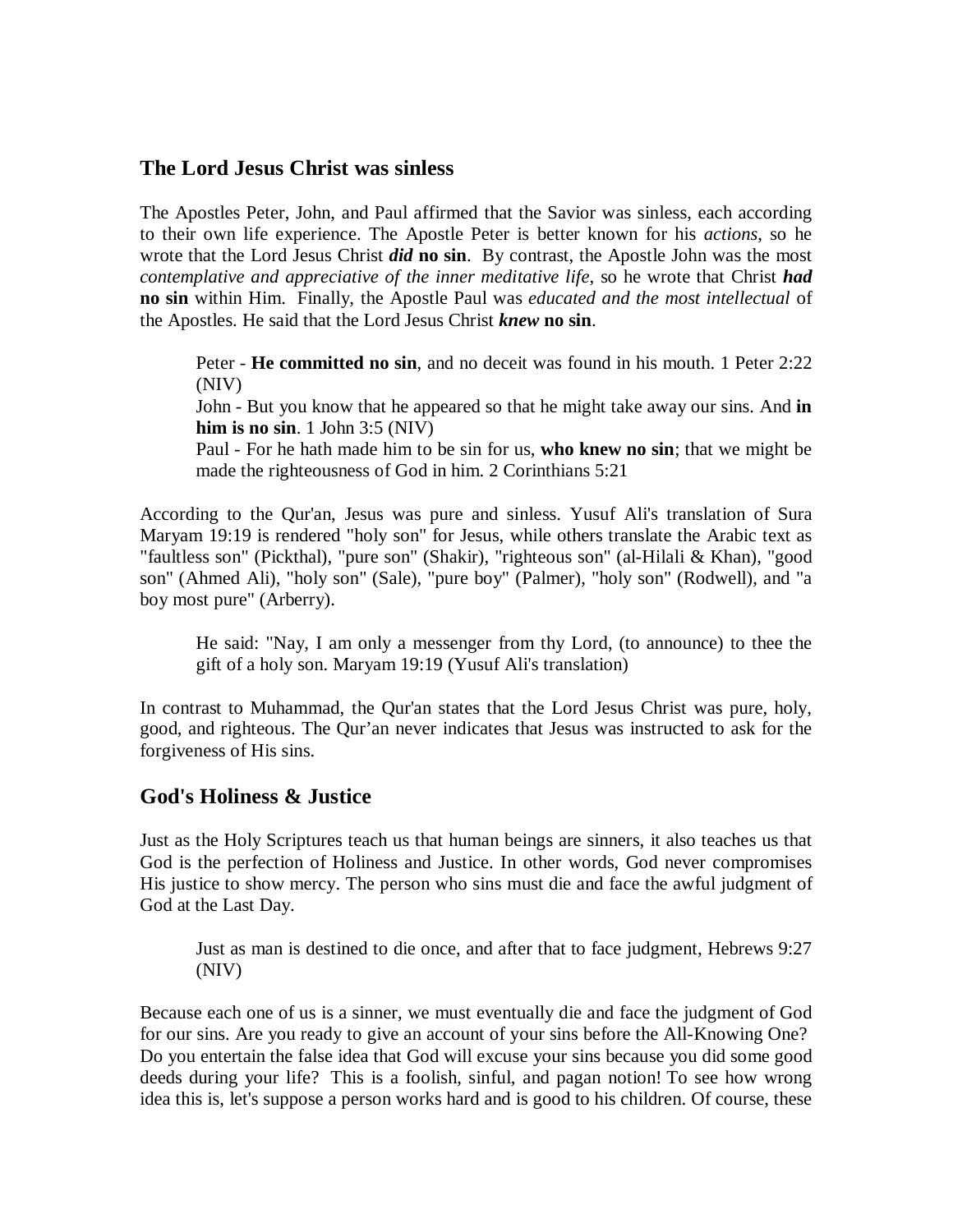## The Lord Jesus Christ was sinless

The Apostles Peter, John, and Paul affirmed that the Savior was sinless, each according to their own life experience. The Apostle Peter is better known for his *actions*, so he wrote that the Lord Jesus Christ ***did*** **no sin**. By contrast, the Apostle John was the most *contemplative and appreciative of the inner meditative life*, so he wrote that Christ ***had*** **no sin** within Him. Finally, the Apostle Paul was *educated and the most intellectual* of the Apostles. He said that the Lord Jesus Christ ***knew*** **no sin**.

> Peter - **He committed no sin**, and no deceit was found in his mouth. 1 Peter 2:22 (NIV)
> John - But you know that he appeared so that he might take away our sins. And **in him is no sin**. 1 John 3:5 (NIV)
> Paul - For he hath made him to be sin for us, **who knew no sin**; that we might be made the righteousness of God in him. 2 Corinthians 5:21

According to the Qur'an, Jesus was pure and sinless. Yusuf Ali's translation of Sura Maryam 19:19 is rendered "holy son" for Jesus, while others translate the Arabic text as "faultless son" (Pickthal), "pure son" (Shakir), "righteous son" (al-Hilali & Khan), "good son" (Ahmed Ali), "holy son" (Sale), "pure boy" (Palmer), "holy son" (Rodwell), and "a boy most pure" (Arberry).

> He said: "Nay, I am only a messenger from thy Lord, (to announce) to thee the gift of a holy son. Maryam 19:19 (Yusuf Ali's translation)

In contrast to Muhammad, the Qur'an states that the Lord Jesus Christ was pure, holy, good, and righteous. The Qur'an never indicates that Jesus was instructed to ask for the forgiveness of His sins.

## God's Holiness & Justice

Just as the Holy Scriptures teach us that human beings are sinners, it also teaches us that God is the perfection of Holiness and Justice. In other words, God never compromises His justice to show mercy. The person who sins must die and face the awful judgment of God at the Last Day.

> Just as man is destined to die once, and after that to face judgment, Hebrews 9:27 (NIV)

Because each one of us is a sinner, we must eventually die and face the judgment of God for our sins. Are you ready to give an account of your sins before the All-Knowing One? Do you entertain the false idea that God will excuse your sins because you did some good deeds during your life? This is a foolish, sinful, and pagan notion! To see how wrong idea this is, let's suppose a person works hard and is good to his children. Of course, these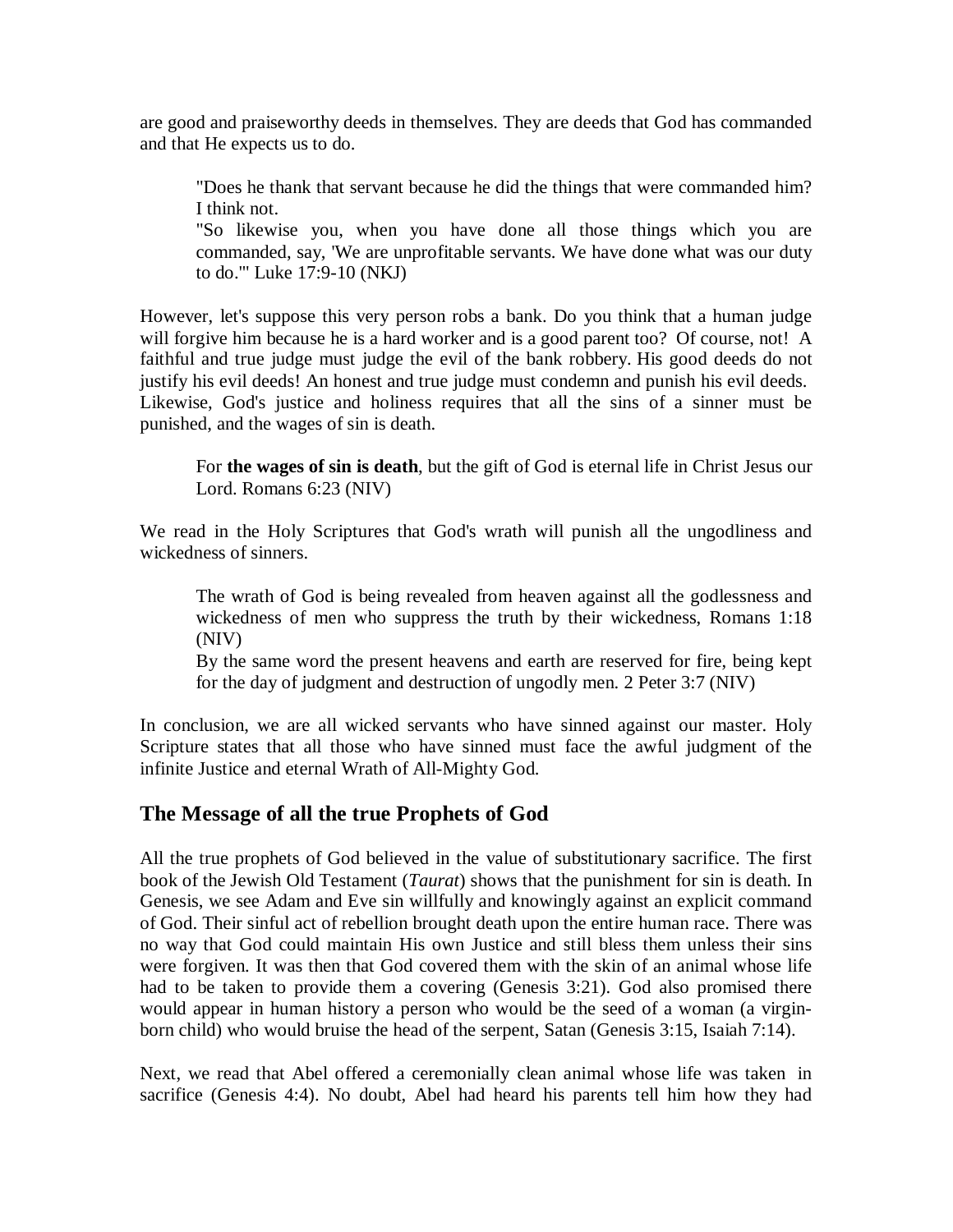are good and praiseworthy deeds in themselves. They are deeds that God has commanded and that He expects us to do.

> "Does he thank that servant because he did the things that were commanded him? I think not.
> "So likewise you, when you have done all those things which you are commanded, say, 'We are unprofitable servants. We have done what was our duty to do.'" Luke 17:9-10 (NKJ)

However, let's suppose this very person robs a bank. Do you think that a human judge will forgive him because he is a hard worker and is a good parent too? Of course, not! A faithful and true judge must judge the evil of the bank robbery. His good deeds do not justify his evil deeds! An honest and true judge must condemn and punish his evil deeds. Likewise, God's justice and holiness requires that all the sins of a sinner must be punished, and the wages of sin is death.

> For **the wages of sin is death**, but the gift of God is eternal life in Christ Jesus our Lord. Romans 6:23 (NIV)

We read in the Holy Scriptures that God's wrath will punish all the ungodliness and wickedness of sinners.

> The wrath of God is being revealed from heaven against all the godlessness and wickedness of men who suppress the truth by their wickedness, Romans 1:18 (NIV)
> By the same word the present heavens and earth are reserved for fire, being kept for the day of judgment and destruction of ungodly men. 2 Peter 3:7 (NIV)

In conclusion, we are all wicked servants who have sinned against our master. Holy Scripture states that all those who have sinned must face the awful judgment of the infinite Justice and eternal Wrath of All-Mighty God.

## The Message of all the true Prophets of God

All the true prophets of God believed in the value of substitutionary sacrifice. The first book of the Jewish Old Testament (*Taurat*) shows that the punishment for sin is death. In Genesis, we see Adam and Eve sin willfully and knowingly against an explicit command of God. Their sinful act of rebellion brought death upon the entire human race. There was no way that God could maintain His own Justice and still bless them unless their sins were forgiven. It was then that God covered them with the skin of an animal whose life had to be taken to provide them a covering (Genesis 3:21). God also promised there would appear in human history a person who would be the seed of a woman (a virgin-born child) who would bruise the head of the serpent, Satan (Genesis 3:15, Isaiah 7:14).

Next, we read that Abel offered a ceremonially clean animal whose life was taken in sacrifice (Genesis 4:4). No doubt, Abel had heard his parents tell him how they had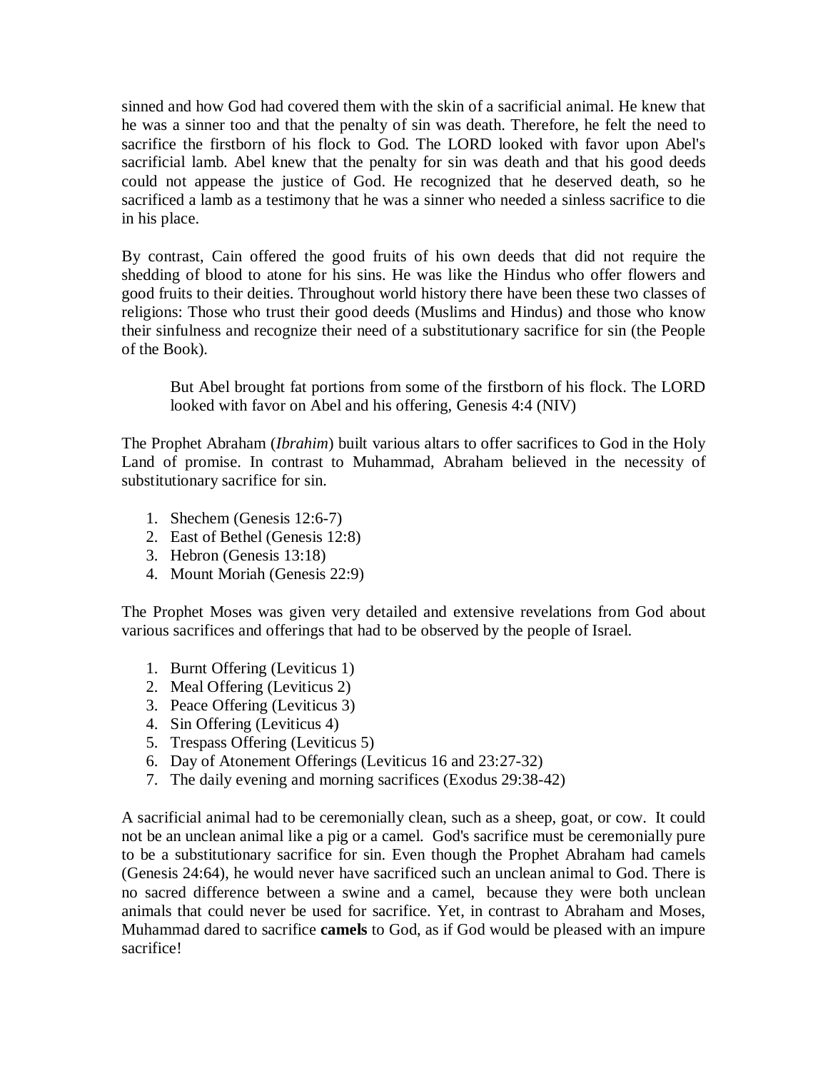sinned and how God had covered them with the skin of a sacrificial animal. He knew that he was a sinner too and that the penalty of sin was death. Therefore, he felt the need to sacrifice the firstborn of his flock to God. The LORD looked with favor upon Abel's sacrificial lamb. Abel knew that the penalty for sin was death and that his good deeds could not appease the justice of God. He recognized that he deserved death, so he sacrificed a lamb as a testimony that he was a sinner who needed a sinless sacrifice to die in his place.

By contrast, Cain offered the good fruits of his own deeds that did not require the shedding of blood to atone for his sins. He was like the Hindus who offer flowers and good fruits to their deities. Throughout world history there have been these two classes of religions: Those who trust their good deeds (Muslims and Hindus) and those who know their sinfulness and recognize their need of a substitutionary sacrifice for sin (the People of the Book).

> But Abel brought fat portions from some of the firstborn of his flock. The LORD looked with favor on Abel and his offering, Genesis 4:4 (NIV)

The Prophet Abraham (*Ibrahim*) built various altars to offer sacrifices to God in the Holy Land of promise. In contrast to Muhammad, Abraham believed in the necessity of substitutionary sacrifice for sin.

1. Shechem (Genesis 12:6-7)
2. East of Bethel (Genesis 12:8)
3. Hebron (Genesis 13:18)
4. Mount Moriah (Genesis 22:9)

The Prophet Moses was given very detailed and extensive revelations from God about various sacrifices and offerings that had to be observed by the people of Israel.

1. Burnt Offering (Leviticus 1)
2. Meal Offering (Leviticus 2)
3. Peace Offering (Leviticus 3)
4. Sin Offering (Leviticus 4)
5. Trespass Offering (Leviticus 5)
6. Day of Atonement Offerings (Leviticus 16 and 23:27-32)
7. The daily evening and morning sacrifices (Exodus 29:38-42)

A sacrificial animal had to be ceremonially clean, such as a sheep, goat, or cow. It could not be an unclean animal like a pig or a camel. God's sacrifice must be ceremonially pure to be a substitutionary sacrifice for sin. Even though the Prophet Abraham had camels (Genesis 24:64), he would never have sacrificed such an unclean animal to God. There is no sacred difference between a swine and a camel, because they were both unclean animals that could never be used for sacrifice. Yet, in contrast to Abraham and Moses, Muhammad dared to sacrifice **camels** to God, as if God would be pleased with an impure sacrifice!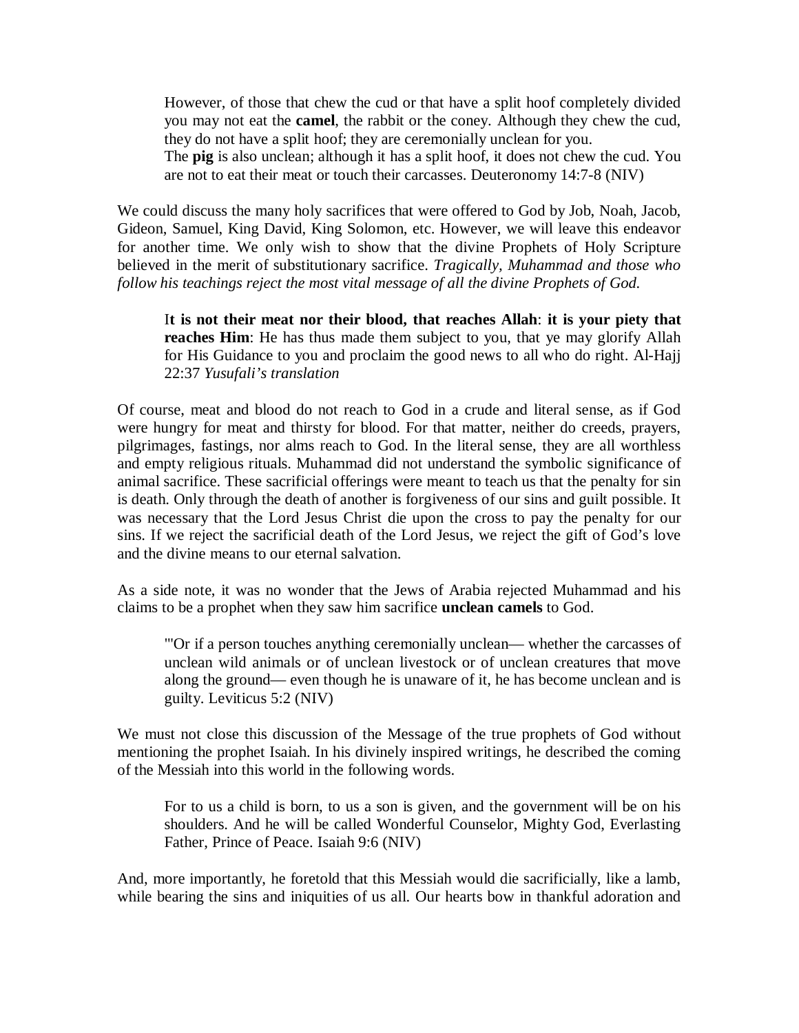> However, of those that chew the cud or that have a split hoof completely divided you may not eat the **camel**, the rabbit or the coney. Although they chew the cud, they do not have a split hoof; they are ceremonially unclean for you.
> The **pig** is also unclean; although it has a split hoof, it does not chew the cud. You are not to eat their meat or touch their carcasses. Deuteronomy 14:7-8 (NIV)

We could discuss the many holy sacrifices that were offered to God by Job, Noah, Jacob, Gideon, Samuel, King David, King Solomon, etc. However, we will leave this endeavor for another time. We only wish to show that the divine Prophets of Holy Scripture believed in the merit of substitutionary sacrifice. *Tragically, Muhammad and those who follow his teachings reject the most vital message of all the divine Prophets of God.*

> I**t is not their meat nor their blood, that reaches Allah**: **it is your piety that reaches Him**: He has thus made them subject to you, that ye may glorify Allah for His Guidance to you and proclaim the good news to all who do right. Al-Hajj 22:37 *Yusufali's translation*

Of course, meat and blood do not reach to God in a crude and literal sense, as if God were hungry for meat and thirsty for blood. For that matter, neither do creeds, prayers, pilgrimages, fastings, nor alms reach to God. In the literal sense, they are all worthless and empty religious rituals. Muhammad did not understand the symbolic significance of animal sacrifice. These sacrificial offerings were meant to teach us that the penalty for sin is death. Only through the death of another is forgiveness of our sins and guilt possible. It was necessary that the Lord Jesus Christ die upon the cross to pay the penalty for our sins. If we reject the sacrificial death of the Lord Jesus, we reject the gift of God's love and the divine means to our eternal salvation.

As a side note, it was no wonder that the Jews of Arabia rejected Muhammad and his claims to be a prophet when they saw him sacrifice **unclean camels** to God.

> "'Or if a person touches anything ceremonially unclean— whether the carcasses of unclean wild animals or of unclean livestock or of unclean creatures that move along the ground— even though he is unaware of it, he has become unclean and is guilty. Leviticus 5:2 (NIV)

We must not close this discussion of the Message of the true prophets of God without mentioning the prophet Isaiah. In his divinely inspired writings, he described the coming of the Messiah into this world in the following words.

> For to us a child is born, to us a son is given, and the government will be on his shoulders. And he will be called Wonderful Counselor, Mighty God, Everlasting Father, Prince of Peace. Isaiah 9:6 (NIV)

And, more importantly, he foretold that this Messiah would die sacrificially, like a lamb, while bearing the sins and iniquities of us all. Our hearts bow in thankful adoration and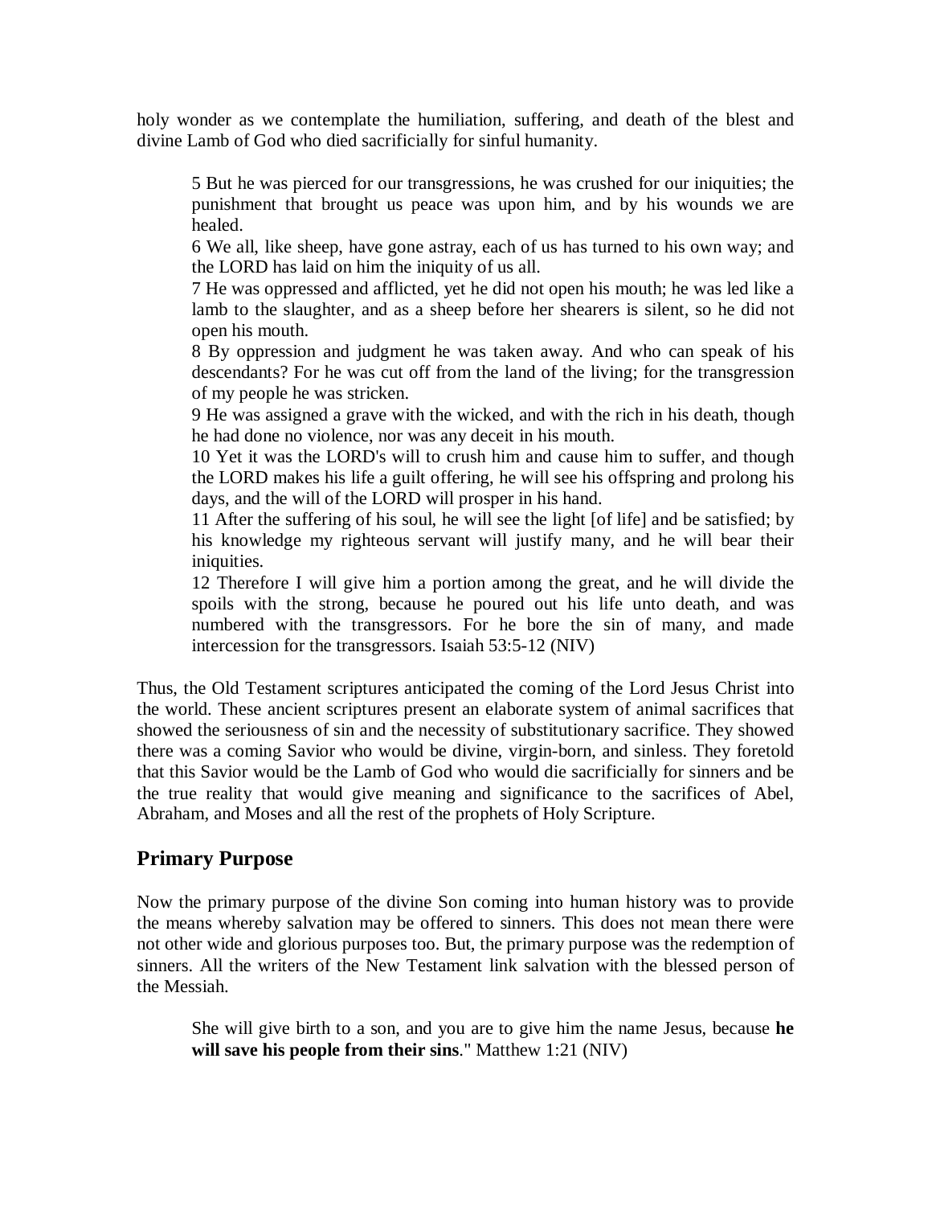holy wonder as we contemplate the humiliation, suffering, and death of the blest and divine Lamb of God who died sacrificially for sinful humanity.

> 5 But he was pierced for our transgressions, he was crushed for our iniquities; the punishment that brought us peace was upon him, and by his wounds we are healed.
> 6 We all, like sheep, have gone astray, each of us has turned to his own way; and the LORD has laid on him the iniquity of us all.
> 7 He was oppressed and afflicted, yet he did not open his mouth; he was led like a lamb to the slaughter, and as a sheep before her shearers is silent, so he did not open his mouth.
> 8 By oppression and judgment he was taken away. And who can speak of his descendants? For he was cut off from the land of the living; for the transgression of my people he was stricken.
> 9 He was assigned a grave with the wicked, and with the rich in his death, though he had done no violence, nor was any deceit in his mouth.
> 10 Yet it was the LORD's will to crush him and cause him to suffer, and though the LORD makes his life a guilt offering, he will see his offspring and prolong his days, and the will of the LORD will prosper in his hand.
> 11 After the suffering of his soul, he will see the light [of life] and be satisfied; by his knowledge my righteous servant will justify many, and he will bear their iniquities.
> 12 Therefore I will give him a portion among the great, and he will divide the spoils with the strong, because he poured out his life unto death, and was numbered with the transgressors. For he bore the sin of many, and made intercession for the transgressors. Isaiah 53:5-12 (NIV)

Thus, the Old Testament scriptures anticipated the coming of the Lord Jesus Christ into the world. These ancient scriptures present an elaborate system of animal sacrifices that showed the seriousness of sin and the necessity of substitutionary sacrifice. They showed there was a coming Savior who would be divine, virgin-born, and sinless. They foretold that this Savior would be the Lamb of God who would die sacrificially for sinners and be the true reality that would give meaning and significance to the sacrifices of Abel, Abraham, and Moses and all the rest of the prophets of Holy Scripture.

## Primary Purpose

Now the primary purpose of the divine Son coming into human history was to provide the means whereby salvation may be offered to sinners. This does not mean there were not other wide and glorious purposes too. But, the primary purpose was the redemption of sinners. All the writers of the New Testament link salvation with the blessed person of the Messiah.

> She will give birth to a son, and you are to give him the name Jesus, because **he will save his people from their sins**." Matthew 1:21 (NIV)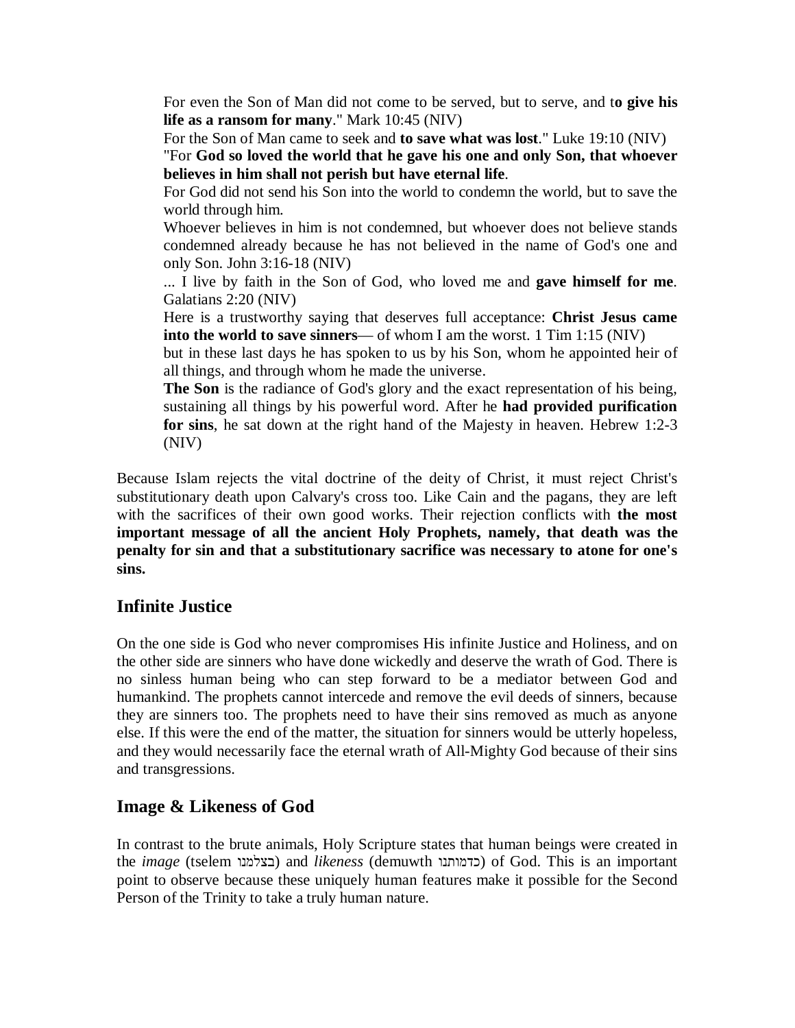> For even the Son of Man did not come to be served, but to serve, and t**o give his life as a ransom for many**." Mark 10:45 (NIV)
>
> For the Son of Man came to seek and **to save what was lost**." Luke 19:10 (NIV)
>
> "For **God so loved the world that he gave his one and only Son, that whoever believes in him shall not perish but have eternal life**.
>
> For God did not send his Son into the world to condemn the world, but to save the world through him.
>
> Whoever believes in him is not condemned, but whoever does not believe stands condemned already because he has not believed in the name of God's one and only Son. John 3:16-18 (NIV)
>
> ... I live by faith in the Son of God, who loved me and **gave himself for me**. Galatians 2:20 (NIV)
>
> Here is a trustworthy saying that deserves full acceptance: **Christ Jesus came into the world to save sinners**— of whom I am the worst. 1 Tim 1:15 (NIV)
>
> but in these last days he has spoken to us by his Son, whom he appointed heir of all things, and through whom he made the universe.
>
> **The Son** is the radiance of God's glory and the exact representation of his being, sustaining all things by his powerful word. After he **had provided purification for sins**, he sat down at the right hand of the Majesty in heaven. Hebrew 1:2-3 (NIV)

Because Islam rejects the vital doctrine of the deity of Christ, it must reject Christ's substitutionary death upon Calvary's cross too. Like Cain and the pagans, they are left with the sacrifices of their own good works. Their rejection conflicts with **the most important message of all the ancient Holy Prophets, namely, that death was the penalty for sin and that a substitutionary sacrifice was necessary to atone for one's sins.**

## Infinite Justice

On the one side is God who never compromises His infinite Justice and Holiness, and on the other side are sinners who have done wickedly and deserve the wrath of God. There is no sinless human being who can step forward to be a mediator between God and humankind. The prophets cannot intercede and remove the evil deeds of sinners, because they are sinners too. The prophets need to have their sins removed as much as anyone else. If this were the end of the matter, the situation for sinners would be utterly hopeless, and they would necessarily face the eternal wrath of All-Mighty God because of their sins and transgressions.

## Image & Likeness of God

In contrast to the brute animals, Holy Scripture states that human beings were created in the *image* (tselem בצלמנו) and *likeness* (demuwth כדמותנו) of God. This is an important point to observe because these uniquely human features make it possible for the Second Person of the Trinity to take a truly human nature.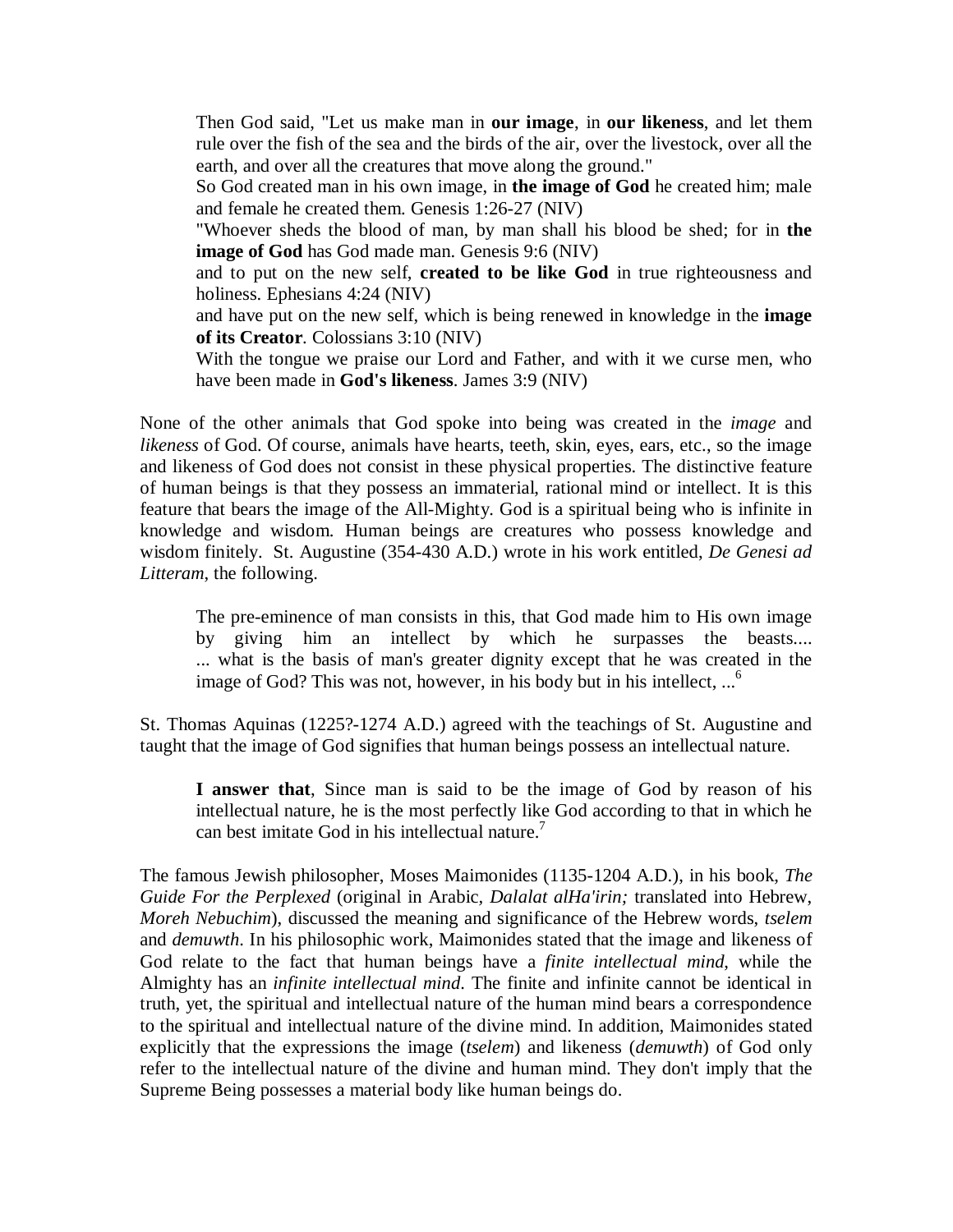> Then God said, "Let us make man in **our image**, in **our likeness**, and let them rule over the fish of the sea and the birds of the air, over the livestock, over all the earth, and over all the creatures that move along the ground."
> So God created man in his own image, in **the image of God** he created him; male and female he created them. Genesis 1:26-27 (NIV)
> "Whoever sheds the blood of man, by man shall his blood be shed; for in **the image of God** has God made man. Genesis 9:6 (NIV)
> and to put on the new self, **created to be like God** in true righteousness and holiness. Ephesians 4:24 (NIV)
> and have put on the new self, which is being renewed in knowledge in the **image of its Creator**. Colossians 3:10 (NIV)
> With the tongue we praise our Lord and Father, and with it we curse men, who have been made in **God's likeness**. James 3:9 (NIV)

None of the other animals that God spoke into being was created in the *image* and *likeness* of God. Of course, animals have hearts, teeth, skin, eyes, ears, etc., so the image and likeness of God does not consist in these physical properties. The distinctive feature of human beings is that they possess an immaterial, rational mind or intellect. It is this feature that bears the image of the All-Mighty. God is a spiritual being who is infinite in knowledge and wisdom. Human beings are creatures who possess knowledge and wisdom finitely. St. Augustine (354-430 A.D.) wrote in his work entitled, *De Genesi ad Litteram*, the following.

> The pre-eminence of man consists in this, that God made him to His own image by giving him an intellect by which he surpasses the beasts....
> ... what is the basis of man's greater dignity except that he was created in the image of God? This was not, however, in his body but in his intellect, ...[6]

St. Thomas Aquinas (1225?-1274 A.D.) agreed with the teachings of St. Augustine and taught that the image of God signifies that human beings possess an intellectual nature.

> **I answer that**, Since man is said to be the image of God by reason of his intellectual nature, he is the most perfectly like God according to that in which he can best imitate God in his intellectual nature.[7]

The famous Jewish philosopher, Moses Maimonides (1135-1204 A.D.), in his book, *The Guide For the Perplexed* (original in Arabic, *Dalalat alHa'irin;* translated into Hebrew, *Moreh Nebuchim*), discussed the meaning and significance of the Hebrew words, *tselem* and *demuwth*. In his philosophic work, Maimonides stated that the image and likeness of God relate to the fact that human beings have a *finite intellectual mind*, while the Almighty has an *infinite intellectual mind*. The finite and infinite cannot be identical in truth, yet, the spiritual and intellectual nature of the human mind bears a correspondence to the spiritual and intellectual nature of the divine mind. In addition, Maimonides stated explicitly that the expressions the image (*tselem*) and likeness (*demuwth*) of God only refer to the intellectual nature of the divine and human mind. They don't imply that the Supreme Being possesses a material body like human beings do.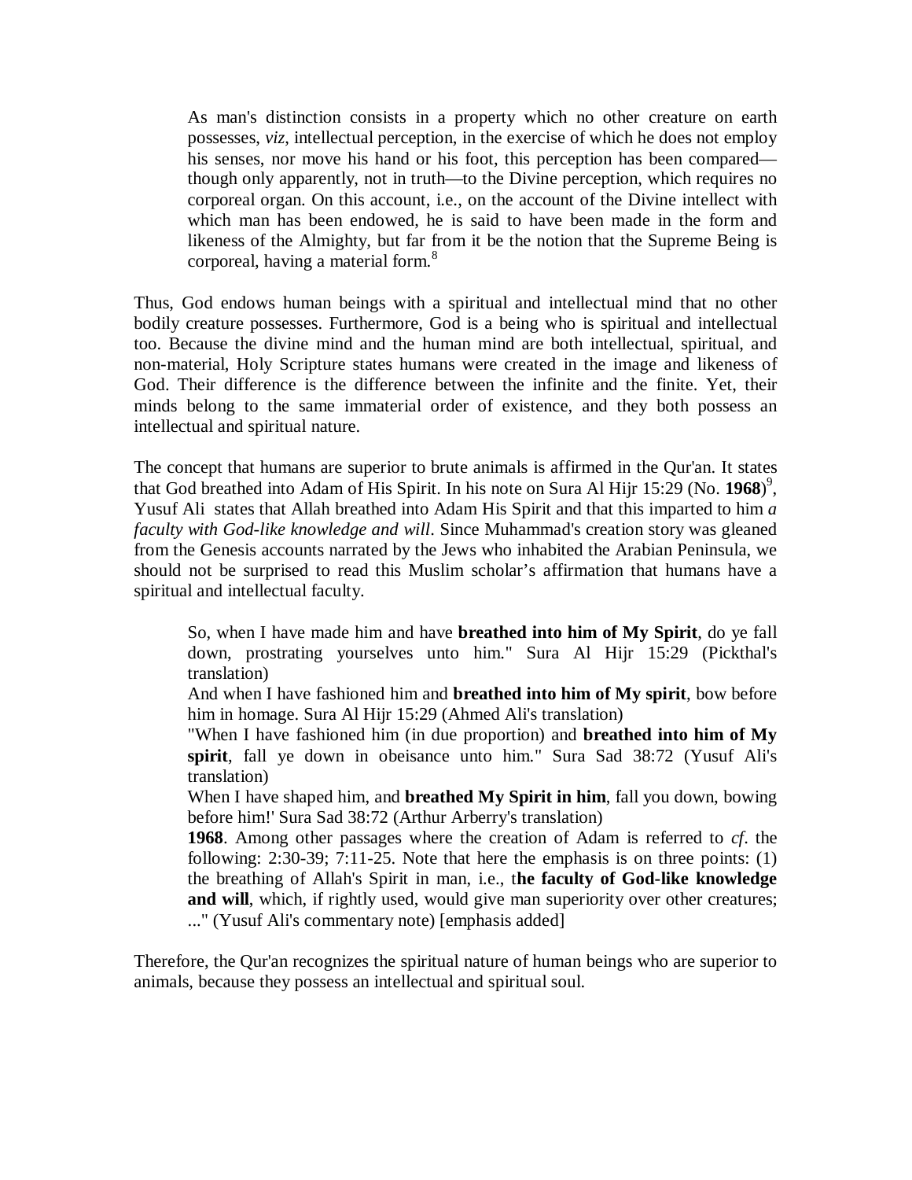> As man's distinction consists in a property which no other creature on earth possesses, *viz*, intellectual perception, in the exercise of which he does not employ his senses, nor move his hand or his foot, this perception has been compared—though only apparently, not in truth—to the Divine perception, which requires no corporeal organ. On this account, i.e., on the account of the Divine intellect with which man has been endowed, he is said to have been made in the form and likeness of the Almighty, but far from it be the notion that the Supreme Being is corporeal, having a material form.[8]

Thus, God endows human beings with a spiritual and intellectual mind that no other bodily creature possesses. Furthermore, God is a being who is spiritual and intellectual too. Because the divine mind and the human mind are both intellectual, spiritual, and non-material, Holy Scripture states humans were created in the image and likeness of God. Their difference is the difference between the infinite and the finite. Yet, their minds belong to the same immaterial order of existence, and they both possess an intellectual and spiritual nature.

The concept that humans are superior to brute animals is affirmed in the Qur'an. It states that God breathed into Adam of His Spirit. In his note on Sura Al Hijr 15:29 (No. **1968**)[9], Yusuf Ali states that Allah breathed into Adam His Spirit and that this imparted to him *a faculty with God-like knowledge and will*. Since Muhammad's creation story was gleaned from the Genesis accounts narrated by the Jews who inhabited the Arabian Peninsula, we should not be surprised to read this Muslim scholar's affirmation that humans have a spiritual and intellectual faculty.

> So, when I have made him and have **breathed into him of My Spirit**, do ye fall down, prostrating yourselves unto him." Sura Al Hijr 15:29 (Pickthal's translation)
>
> And when I have fashioned him and **breathed into him of My spirit**, bow before him in homage. Sura Al Hijr 15:29 (Ahmed Ali's translation)
>
> "When I have fashioned him (in due proportion) and **breathed into him of My spirit**, fall ye down in obeisance unto him." Sura Sad 38:72 (Yusuf Ali's translation)
>
> When I have shaped him, and **breathed My Spirit in him**, fall you down, bowing before him!' Sura Sad 38:72 (Arthur Arberry's translation)
>
> **1968**. Among other passages where the creation of Adam is referred to *cf*. the following: 2:30-39; 7:11-25. Note that here the emphasis is on three points: (1) the breathing of Allah's Spirit in man, i.e., t**he faculty of God-like knowledge and will**, which, if rightly used, would give man superiority over other creatures; ..." (Yusuf Ali's commentary note) [emphasis added]

Therefore, the Qur'an recognizes the spiritual nature of human beings who are superior to animals, because they possess an intellectual and spiritual soul.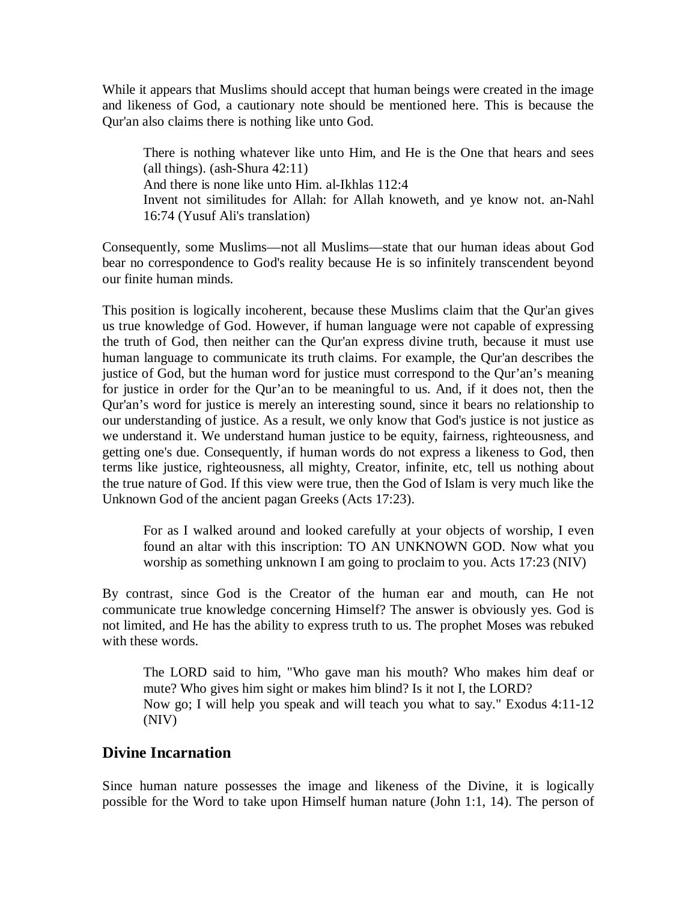While it appears that Muslims should accept that human beings were created in the image and likeness of God, a cautionary note should be mentioned here. This is because the Qur'an also claims there is nothing like unto God.

> There is nothing whatever like unto Him, and He is the One that hears and sees (all things). (ash-Shura 42:11)
> And there is none like unto Him. al-Ikhlas 112:4
> Invent not similitudes for Allah: for Allah knoweth, and ye know not. an-Nahl 16:74 (Yusuf Ali's translation)

Consequently, some Muslims—not all Muslims—state that our human ideas about God bear no correspondence to God's reality because He is so infinitely transcendent beyond our finite human minds.

This position is logically incoherent, because these Muslims claim that the Qur'an gives us true knowledge of God. However, if human language were not capable of expressing the truth of God, then neither can the Qur'an express divine truth, because it must use human language to communicate its truth claims. For example, the Qur'an describes the justice of God, but the human word for justice must correspond to the Qur'an's meaning for justice in order for the Qur'an to be meaningful to us. And, if it does not, then the Qur'an's word for justice is merely an interesting sound, since it bears no relationship to our understanding of justice. As a result, we only know that God's justice is not justice as we understand it. We understand human justice to be equity, fairness, righteousness, and getting one's due. Consequently, if human words do not express a likeness to God, then terms like justice, righteousness, all mighty, Creator, infinite, etc, tell us nothing about the true nature of God. If this view were true, then the God of Islam is very much like the Unknown God of the ancient pagan Greeks (Acts 17:23).

> For as I walked around and looked carefully at your objects of worship, I even found an altar with this inscription: TO AN UNKNOWN GOD. Now what you worship as something unknown I am going to proclaim to you. Acts 17:23 (NIV)

By contrast, since God is the Creator of the human ear and mouth, can He not communicate true knowledge concerning Himself? The answer is obviously yes. God is not limited, and He has the ability to express truth to us. The prophet Moses was rebuked with these words.

> The LORD said to him, "Who gave man his mouth? Who makes him deaf or mute? Who gives him sight or makes him blind? Is it not I, the LORD?
> Now go; I will help you speak and will teach you what to say." Exodus 4:11-12 (NIV)

## Divine Incarnation

Since human nature possesses the image and likeness of the Divine, it is logically possible for the Word to take upon Himself human nature (John 1:1, 14). The person of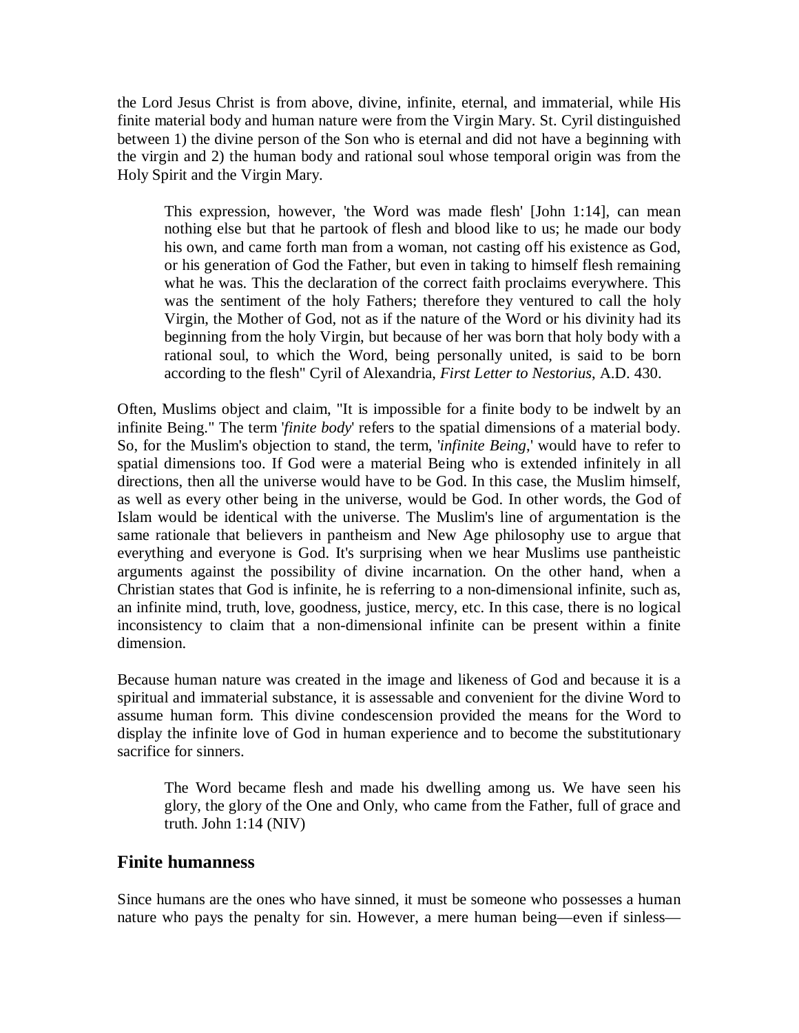the Lord Jesus Christ is from above, divine, infinite, eternal, and immaterial, while His finite material body and human nature were from the Virgin Mary. St. Cyril distinguished between 1) the divine person of the Son who is eternal and did not have a beginning with the virgin and 2) the human body and rational soul whose temporal origin was from the Holy Spirit and the Virgin Mary.

> This expression, however, 'the Word was made flesh' [John 1:14], can mean nothing else but that he partook of flesh and blood like to us; he made our body his own, and came forth man from a woman, not casting off his existence as God, or his generation of God the Father, but even in taking to himself flesh remaining what he was. This the declaration of the correct faith proclaims everywhere. This was the sentiment of the holy Fathers; therefore they ventured to call the holy Virgin, the Mother of God, not as if the nature of the Word or his divinity had its beginning from the holy Virgin, but because of her was born that holy body with a rational soul, to which the Word, being personally united, is said to be born according to the flesh" Cyril of Alexandria, *First Letter to Nestorius*, A.D. 430.

Often, Muslims object and claim, "It is impossible for a finite body to be indwelt by an infinite Being." The term '*finite body*' refers to the spatial dimensions of a material body. So, for the Muslim's objection to stand, the term, '*infinite Being*,' would have to refer to spatial dimensions too. If God were a material Being who is extended infinitely in all directions, then all the universe would have to be God. In this case, the Muslim himself, as well as every other being in the universe, would be God. In other words, the God of Islam would be identical with the universe. The Muslim's line of argumentation is the same rationale that believers in pantheism and New Age philosophy use to argue that everything and everyone is God. It's surprising when we hear Muslims use pantheistic arguments against the possibility of divine incarnation. On the other hand, when a Christian states that God is infinite, he is referring to a non-dimensional infinite, such as, an infinite mind, truth, love, goodness, justice, mercy, etc. In this case, there is no logical inconsistency to claim that a non-dimensional infinite can be present within a finite dimension.

Because human nature was created in the image and likeness of God and because it is a spiritual and immaterial substance, it is assessable and convenient for the divine Word to assume human form. This divine condescension provided the means for the Word to display the infinite love of God in human experience and to become the substitutionary sacrifice for sinners.

> The Word became flesh and made his dwelling among us. We have seen his glory, the glory of the One and Only, who came from the Father, full of grace and truth. John 1:14 (NIV)

## Finite humanness

Since humans are the ones who have sinned, it must be someone who possesses a human nature who pays the penalty for sin. However, a mere human being—even if sinless—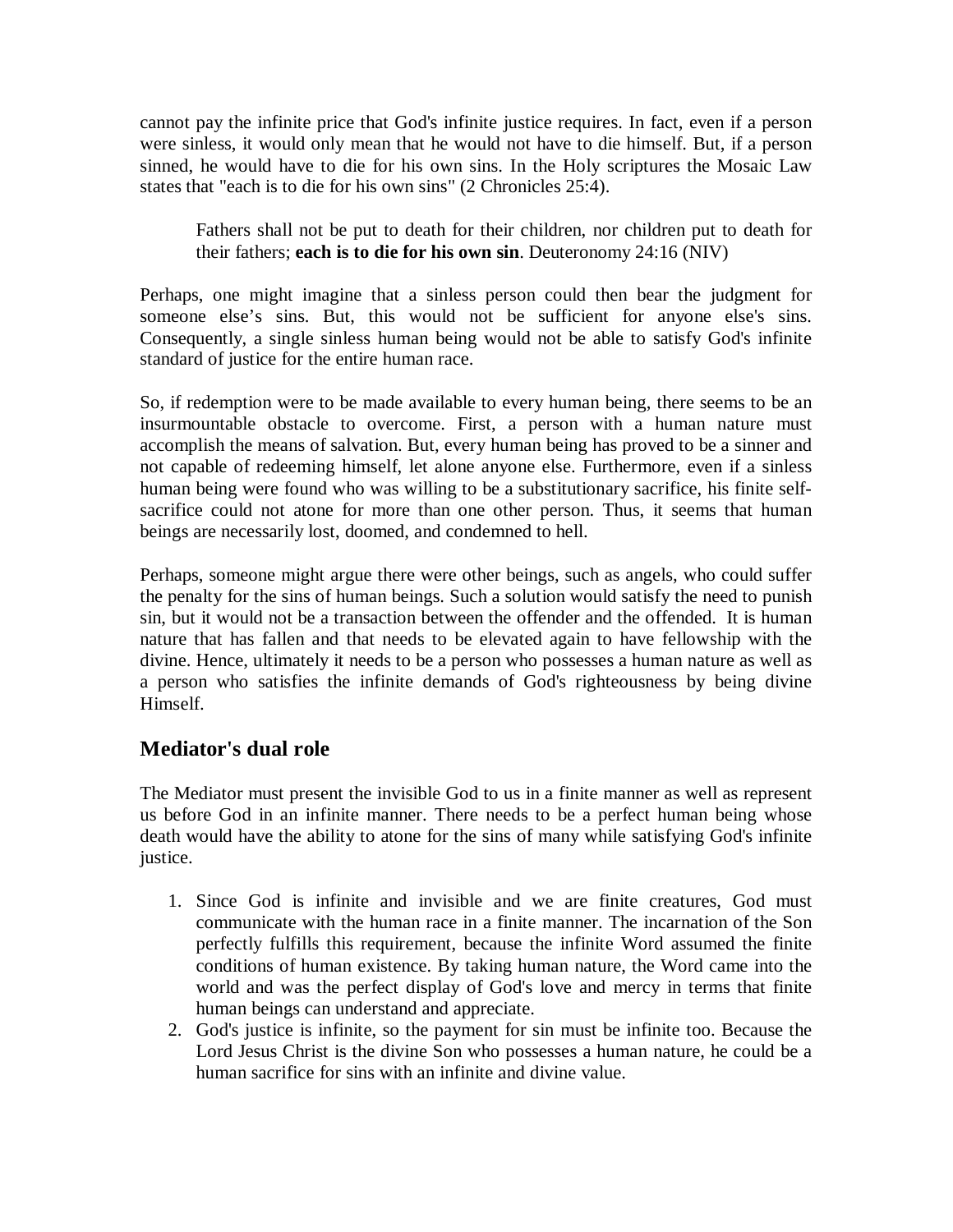cannot pay the infinite price that God's infinite justice requires. In fact, even if a person were sinless, it would only mean that he would not have to die himself. But, if a person sinned, he would have to die for his own sins. In the Holy scriptures the Mosaic Law states that "each is to die for his own sins" (2 Chronicles 25:4).

> Fathers shall not be put to death for their children, nor children put to death for their fathers; **each is to die for his own sin**. Deuteronomy 24:16 (NIV)

Perhaps, one might imagine that a sinless person could then bear the judgment for someone else's sins. But, this would not be sufficient for anyone else's sins. Consequently, a single sinless human being would not be able to satisfy God's infinite standard of justice for the entire human race.

So, if redemption were to be made available to every human being, there seems to be an insurmountable obstacle to overcome. First, a person with a human nature must accomplish the means of salvation. But, every human being has proved to be a sinner and not capable of redeeming himself, let alone anyone else. Furthermore, even if a sinless human being were found who was willing to be a substitutionary sacrifice, his finite self-sacrifice could not atone for more than one other person. Thus, it seems that human beings are necessarily lost, doomed, and condemned to hell.

Perhaps, someone might argue there were other beings, such as angels, who could suffer the penalty for the sins of human beings. Such a solution would satisfy the need to punish sin, but it would not be a transaction between the offender and the offended. It is human nature that has fallen and that needs to be elevated again to have fellowship with the divine. Hence, ultimately it needs to be a person who possesses a human nature as well as a person who satisfies the infinite demands of God's righteousness by being divine Himself.

## Mediator's dual role

The Mediator must present the invisible God to us in a finite manner as well as represent us before God in an infinite manner. There needs to be a perfect human being whose death would have the ability to atone for the sins of many while satisfying God's infinite justice.

1. Since God is infinite and invisible and we are finite creatures, God must communicate with the human race in a finite manner. The incarnation of the Son perfectly fulfills this requirement, because the infinite Word assumed the finite conditions of human existence. By taking human nature, the Word came into the world and was the perfect display of God's love and mercy in terms that finite human beings can understand and appreciate.
2. God's justice is infinite, so the payment for sin must be infinite too. Because the Lord Jesus Christ is the divine Son who possesses a human nature, he could be a human sacrifice for sins with an infinite and divine value.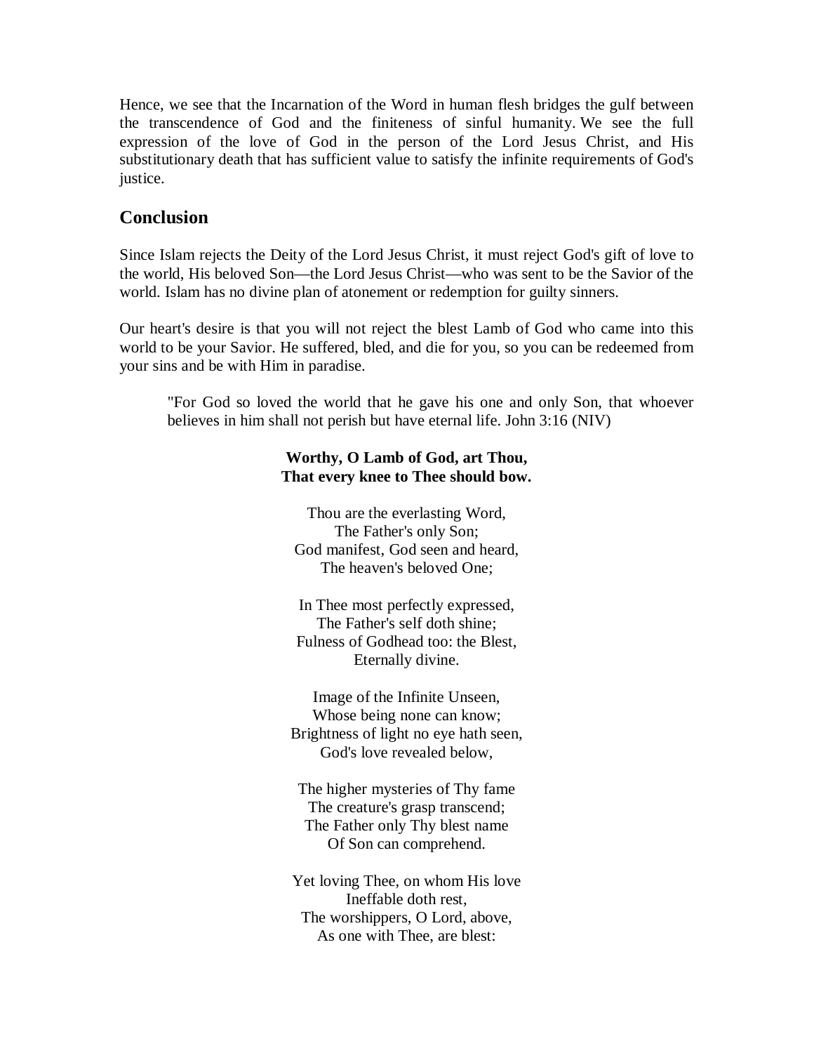Hence, we see that the Incarnation of the Word in human flesh bridges the gulf between the transcendence of God and the finiteness of sinful humanity. We see the full expression of the love of God in the person of the Lord Jesus Christ, and His substitutionary death that has sufficient value to satisfy the infinite requirements of God's justice.

## Conclusion

Since Islam rejects the Deity of the Lord Jesus Christ, it must reject God's gift of love to the world, His beloved Son—the Lord Jesus Christ—who was sent to be the Savior of the world. Islam has no divine plan of atonement or redemption for guilty sinners.

Our heart's desire is that you will not reject the blest Lamb of God who came into this world to be your Savior. He suffered, bled, and die for you, so you can be redeemed from your sins and be with Him in paradise.

> "For God so loved the world that he gave his one and only Son, that whoever believes in him shall not perish but have eternal life. John 3:16 (NIV)

**Worthy, O Lamb of God, art Thou,**
**That every knee to Thee should bow.**

Thou are the everlasting Word,
The Father's only Son;
God manifest, God seen and heard,
The heaven's beloved One;

In Thee most perfectly expressed,
The Father's self doth shine;
Fulness of Godhead too: the Blest,
Eternally divine.

Image of the Infinite Unseen,
Whose being none can know;
Brightness of light no eye hath seen,
God's love revealed below,

The higher mysteries of Thy fame
The creature's grasp transcend;
The Father only Thy blest name
Of Son can comprehend.

Yet loving Thee, on whom His love
Ineffable doth rest,
The worshippers, O Lord, above,
As one with Thee, are blest: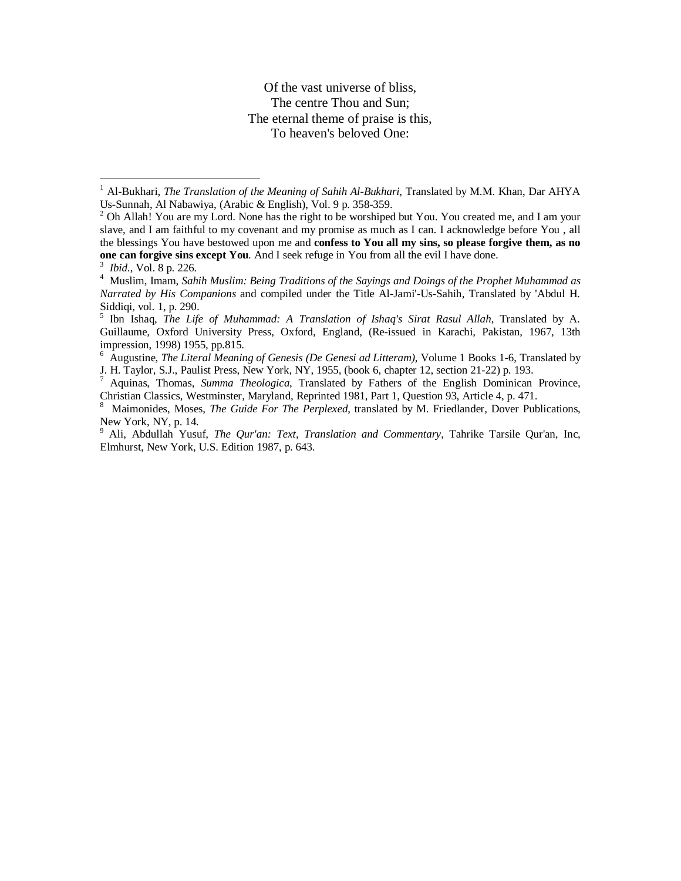Of the vast universe of bliss,  
The centre Thou and Sun;  
The eternal theme of praise is this,  
To heaven's beloved One:

---

[1] Al-Bukhari, *The Translation of the Meaning of Sahih Al-Bukhari*, Translated by M.M. Khan, Dar AHYA Us-Sunnah, Al Nabawiya, (Arabic & English), Vol. 9 p. 358-359.

[2] Oh Allah! You are my Lord. None has the right to be worshiped but You. You created me, and I am your slave, and I am faithful to my covenant and my promise as much as I can. I acknowledge before You , all the blessings You have bestowed upon me and **confess to You all my sins, so please forgive them, as no one can forgive sins except You**. And I seek refuge in You from all the evil I have done.

[3] *Ibid.*, Vol. 8 p. 226.

[4] Muslim, Imam, *Sahih Muslim: Being Traditions of the Sayings and Doings of the Prophet Muhammad as Narrated by His Companions* and compiled under the Title Al-Jami'-Us-Sahih, Translated by 'Abdul H. Siddiqi, vol. 1, p. 290.

[5] Ibn Ishaq, *The Life of Muhammad: A Translation of Ishaq's Sirat Rasul Allah*, Translated by A. Guillaume, Oxford University Press, Oxford, England, (Re-issued in Karachi, Pakistan, 1967, 13th impression, 1998) 1955, pp.815.

[6] Augustine, *The Literal Meaning of Genesis (De Genesi ad Litteram)*, Volume 1 Books 1-6, Translated by J. H. Taylor, S.J., Paulist Press, New York, NY, 1955, (book 6, chapter 12, section 21-22) p. 193.

[7] Aquinas, Thomas, *Summa Theologica*, Translated by Fathers of the English Dominican Province, Christian Classics, Westminster, Maryland, Reprinted 1981, Part 1, Question 93, Article 4, p. 471.

[8] Maimonides, Moses, *The Guide For The Perplexed*, translated by M. Friedlander, Dover Publications, New York, NY, p. 14.

[9] Ali, Abdullah Yusuf, *The Qur'an: Text, Translation and Commentary*, Tahrike Tarsile Qur'an, Inc, Elmhurst, New York, U.S. Edition 1987, p. 643.